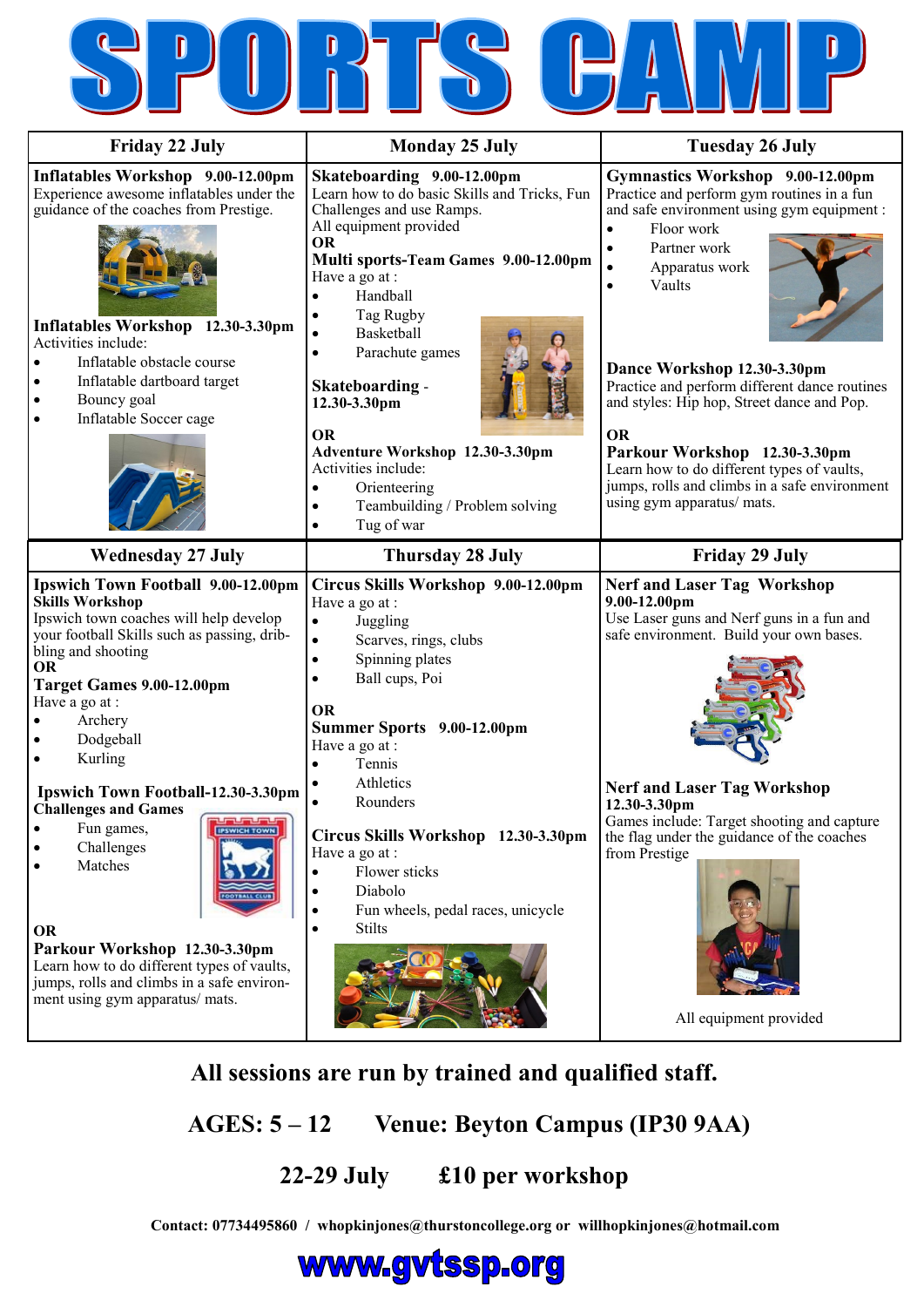# SPORTS CAMP

## Friday 22 July

**Inflatables Workshop 9.00-12.00pm**
Experience awesome inflatables under the guidance of the coaches from Prestige.

**Inflatables Workshop 12.30-3.30pm**
Activities include:

- Inflatable obstacle course
- Inflatable dartboard target
- Bouncy goal
- Inflatable Soccer cage

## Monday 25 July

**Skateboarding 9.00-12.00pm**
Learn how to do basic Skills and Tricks, Fun Challenges and use Ramps.
All equipment provided

**OR**

**Multi sports-Team Games 9.00-12.00pm**
Have a go at :

- Handball
- Tag Rugby
- Basketball
- Parachute games

**Skateboarding - 12.30-3.30pm**

**OR**

**Adventure Workshop 12.30-3.30pm**
Activities include:

- Orienteering
- Teambuilding / Problem solving
- Tug of war

## Tuesday 26 July

**Gymnastics Workshop 9.00-12.00pm**
Practice and perform gym routines in a fun and safe environment using gym equipment :

- Floor work
- Partner work
- Apparatus work
- Vaults

**Dance Workshop 12.30-3.30pm**
Practice and perform different dance routines and styles: Hip hop, Street dance and Pop.

**OR**

**Parkour Workshop 12.30-3.30pm**
Learn how to do different types of vaults, jumps, rolls and climbs in a safe environment using gym apparatus/ mats.

## Wednesday 27 July

**Ipswich Town Football 9.00-12.00pm Skills Workshop**
Ipswich town coaches will help develop your football Skills such as passing, dribbling and shooting

**OR**

**Target Games 9.00-12.00pm**
Have a go at :

- Archery
- Dodgeball
- Kurling

**Ipswich Town Football-12.30-3.30pm Challenges and Games**

- Fun games,
- Challenges
- Matches

**OR**

**Parkour Workshop 12.30-3.30pm**
Learn how to do different types of vaults, jumps, rolls and climbs in a safe environment using gym apparatus/ mats.

## Thursday 28 July

**Circus Skills Workshop 9.00-12.00pm**
Have a go at :

- Juggling
- Scarves, rings, clubs
- Spinning plates
- Ball cups, Poi

**OR**

**Summer Sports 9.00-12.00pm**
Have a go at :

- Tennis
- Athletics
- Rounders

**Circus Skills Workshop 12.30-3.30pm**
Have a go at :

- Flower sticks
- Diabolo
- Fun wheels, pedal races, unicycle
- Stilts

## Friday 29 July

**Nerf and Laser Tag Workshop 9.00-12.00pm**
Use Laser guns and Nerf guns in a fun and safe environment. Build your own bases.

**Nerf and Laser Tag Workshop 12.30-3.30pm**
Games include: Target shooting and capture the flag under the guidance of the coaches from Prestige

All equipment provided

---

**All sessions are run by trained and qualified staff.**

**AGES: 5 – 12 Venue: Beyton Campus (IP30 9AA)**

**22-29 July £10 per workshop**

**Contact: 07734495860 / whopkinjones@thurstoncollege.org or willhopkinjones@hotmail.com**

**www.gvtssp.org**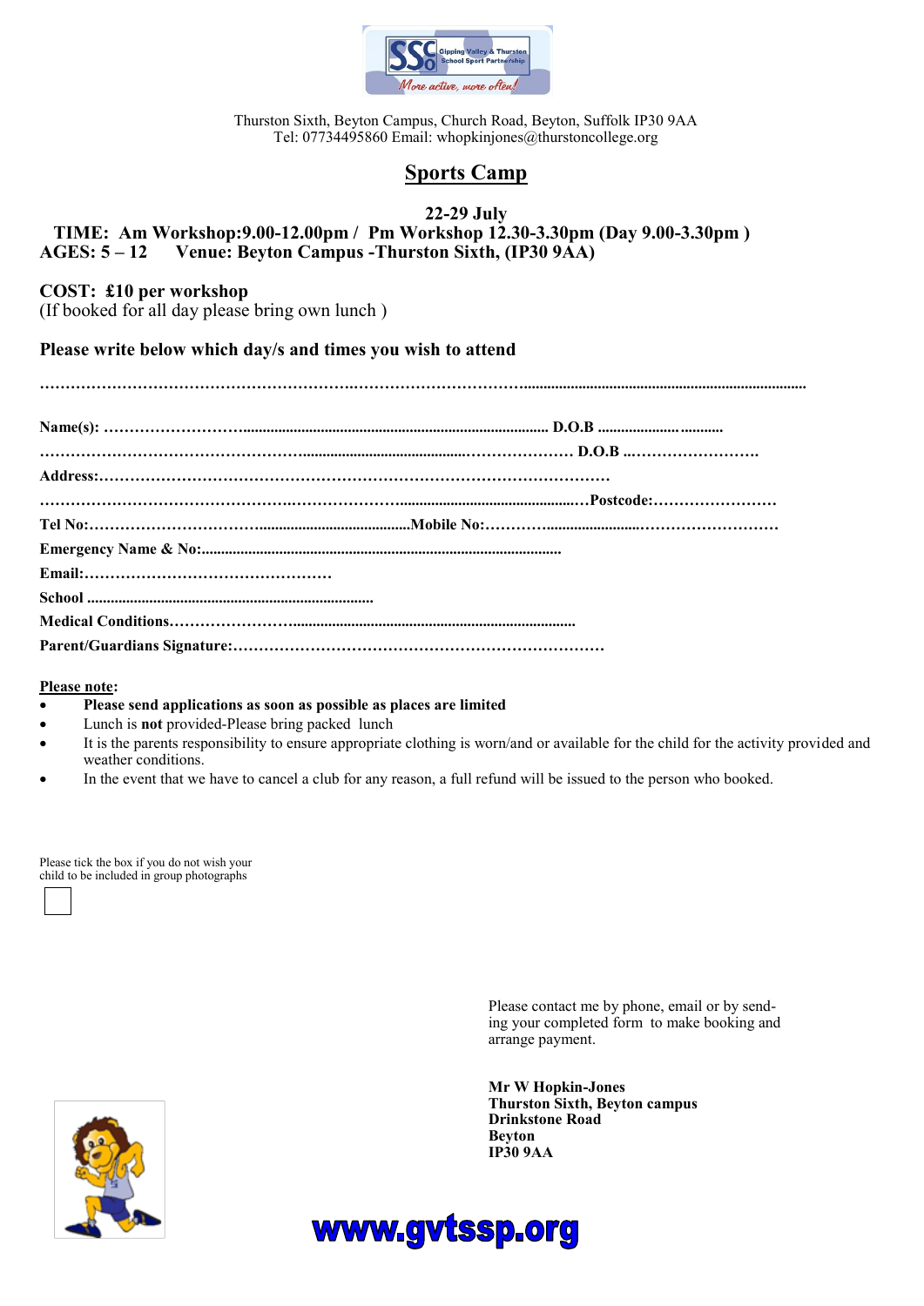Thurston Sixth, Beyton Campus, Church Road, Beyton, Suffolk IP30 9AA
Tel: 07734495860 Email: whopkinjones@thurstoncollege.org

# Sports Camp

**22-29 July**

**TIME: Am Workshop:9.00-12.00pm / Pm Workshop 12.30-3.30pm (Day 9.00-3.30pm )**
**AGES: 5 – 12 Venue: Beyton Campus -Thurston Sixth, (IP30 9AA)**

**COST: £10 per workshop**
(If booked for all day please bring own lunch )

**Please write below which day/s and times you wish to attend**

………………………………………………………………………………………………………………………………

**Name(s):** ………………………………………………………………………………… **D.O.B** ………………………

…………………………………………………………………………………………… **D.O.B** ……………………….

**Address:**…………………………………………………………………………………………

……………………………………………………………………………………………**Postcode:**……………………

**Tel No:**…………………………………………………**Mobile No:**……………………………………………

**Emergency Name & No:**………………………………………………………………………

**Email:**…………………………………………

**School** ……………………………………………………………

**Medical Conditions**………………………………………………………………………

**Parent/Guardians Signature:**………………………………………………………………

**Please note:**

- **Please send applications as soon as possible as places are limited**
- Lunch is **not** provided-Please bring packed lunch
- It is the parents responsibility to ensure appropriate clothing is worn/and or available for the child for the activity provided and weather conditions.
- In the event that we have to cancel a club for any reason, a full refund will be issued to the person who booked.

Please tick the box if you do not wish your child to be included in group photographs

☐

Please contact me by phone, email or by sending your completed form to make booking and arrange payment.

**Mr W Hopkin-Jones**
**Thurston Sixth, Beyton campus**
**Drinkstone Road**
**Beyton**
**IP30 9AA**

**www.gvtssp.org**